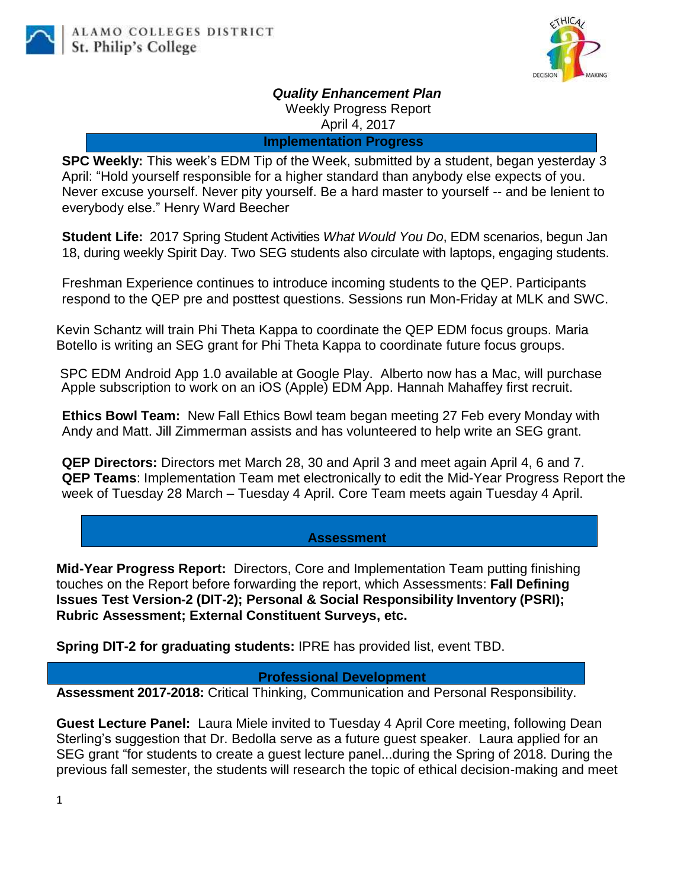ALAMO COLLEGES DISTRICT
St. Philip's College

***Quality Enhancement Plan***

Weekly Progress Report

April 4, 2017

## Implementation Progress

**SPC Weekly:** This week's EDM Tip of the Week, submitted by a student, began yesterday 3 April: "Hold yourself responsible for a higher standard than anybody else expects of you. Never excuse yourself. Never pity yourself. Be a hard master to yourself -- and be lenient to everybody else." Henry Ward Beecher

**Student Life:** 2017 Spring Student Activities *What Would You Do*, EDM scenarios, begun Jan 18, during weekly Spirit Day. Two SEG students also circulate with laptops, engaging students.

Freshman Experience continues to introduce incoming students to the QEP. Participants respond to the QEP pre and posttest questions. Sessions run Mon-Friday at MLK and SWC.

Kevin Schantz will train Phi Theta Kappa to coordinate the QEP EDM focus groups. Maria Botello is writing an SEG grant for Phi Theta Kappa to coordinate future focus groups.

SPC EDM Android App 1.0 available at Google Play. Alberto now has a Mac, will purchase Apple subscription to work on an iOS (Apple) EDM App. Hannah Mahaffey first recruit.

**Ethics Bowl Team:** New Fall Ethics Bowl team began meeting 27 Feb every Monday with Andy and Matt. Jill Zimmerman assists and has volunteered to help write an SEG grant.

**QEP Directors:** Directors met March 28, 30 and April 3 and meet again April 4, 6 and 7.
**QEP Teams**: Implementation Team met electronically to edit the Mid-Year Progress Report the week of Tuesday 28 March – Tuesday 4 April. Core Team meets again Tuesday 4 April.

## Assessment

**Mid-Year Progress Report:** Directors, Core and Implementation Team putting finishing touches on the Report before forwarding the report, which Assessments: **Fall Defining Issues Test Version-2 (DIT-2); Personal & Social Responsibility Inventory (PSRI); Rubric Assessment; External Constituent Surveys, etc.**

**Spring DIT-2 for graduating students:** IPRE has provided list, event TBD.

## Professional Development

**Assessment 2017-2018:** Critical Thinking, Communication and Personal Responsibility.

**Guest Lecture Panel:** Laura Miele invited to Tuesday 4 April Core meeting, following Dean Sterling's suggestion that Dr. Bedolla serve as a future guest speaker. Laura applied for an SEG grant "for students to create a guest lecture panel...during the Spring of 2018. During the previous fall semester, the students will research the topic of ethical decision-making and meet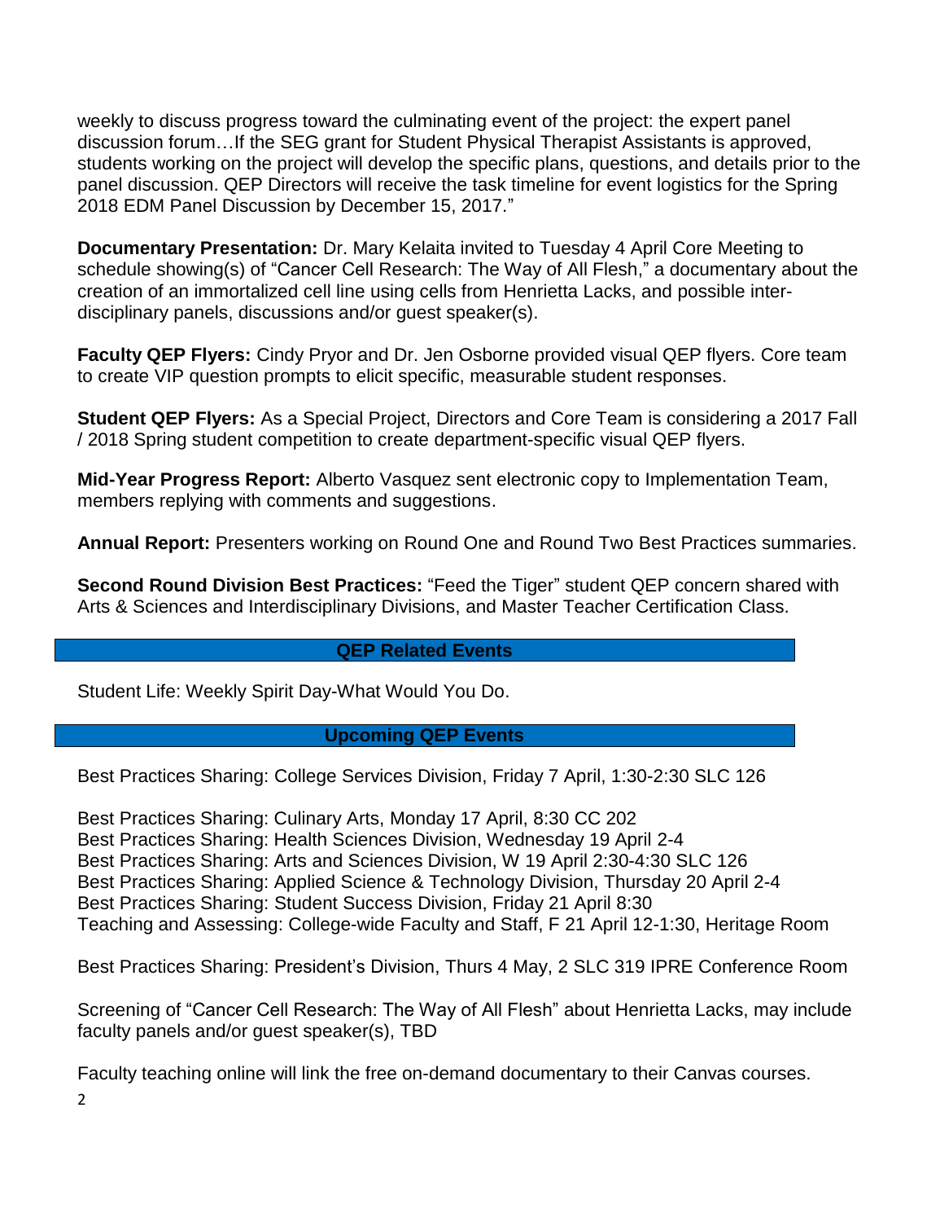weekly to discuss progress toward the culminating event of the project: the expert panel discussion forum…If the SEG grant for Student Physical Therapist Assistants is approved, students working on the project will develop the specific plans, questions, and details prior to the panel discussion. QEP Directors will receive the task timeline for event logistics for the Spring 2018 EDM Panel Discussion by December 15, 2017."

**Documentary Presentation:** Dr. Mary Kelaita invited to Tuesday 4 April Core Meeting to schedule showing(s) of "Cancer Cell Research: The Way of All Flesh," a documentary about the creation of an immortalized cell line using cells from Henrietta Lacks, and possible inter-disciplinary panels, discussions and/or guest speaker(s).

**Faculty QEP Flyers:** Cindy Pryor and Dr. Jen Osborne provided visual QEP flyers. Core team to create VIP question prompts to elicit specific, measurable student responses.

**Student QEP Flyers:** As a Special Project, Directors and Core Team is considering a 2017 Fall / 2018 Spring student competition to create department-specific visual QEP flyers.

**Mid-Year Progress Report:** Alberto Vasquez sent electronic copy to Implementation Team, members replying with comments and suggestions.

**Annual Report:** Presenters working on Round One and Round Two Best Practices summaries.

**Second Round Division Best Practices:** "Feed the Tiger" student QEP concern shared with Arts & Sciences and Interdisciplinary Divisions, and Master Teacher Certification Class.

## QEP Related Events

Student Life: Weekly Spirit Day-What Would You Do.

## Upcoming QEP Events

Best Practices Sharing: College Services Division, Friday 7 April, 1:30-2:30 SLC 126

Best Practices Sharing: Culinary Arts, Monday 17 April, 8:30 CC 202
Best Practices Sharing: Health Sciences Division, Wednesday 19 April 2-4
Best Practices Sharing: Arts and Sciences Division, W 19 April 2:30-4:30 SLC 126
Best Practices Sharing: Applied Science & Technology Division, Thursday 20 April 2-4
Best Practices Sharing: Student Success Division, Friday 21 April 8:30
Teaching and Assessing: College-wide Faculty and Staff, F 21 April 12-1:30, Heritage Room

Best Practices Sharing: President's Division, Thurs 4 May, 2 SLC 319 IPRE Conference Room

Screening of "Cancer Cell Research: The Way of All Flesh" about Henrietta Lacks, may include faculty panels and/or guest speaker(s), TBD

Faculty teaching online will link the free on-demand documentary to their Canvas courses.